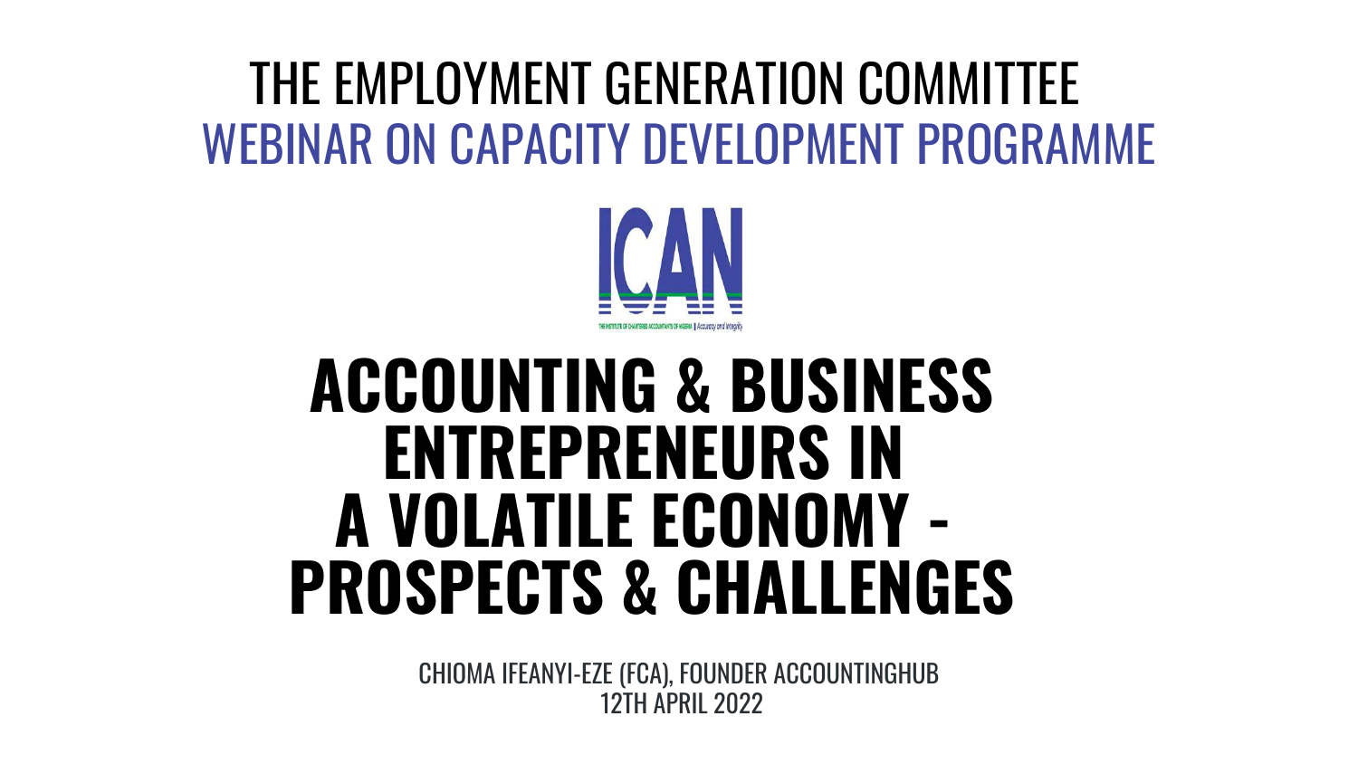THE EMPLOYMENT GENERATION COMMITTEE

WEBINAR ON CAPACITY DEVELOPMENT PROGRAMME

ICAN

THE INSTITUTE OF CHARTERED ACCOUNTANTS OF NIGERIA || Accuracy and Integrity

# ACCOUNTING & BUSINESS ENTREPRENEURS IN A VOLATILE ECONOMY - PROSPECTS & CHALLENGES

CHIOMA IFEANYI-EZE (FCA), FOUNDER ACCOUNTINGHUB

12TH APRIL 2022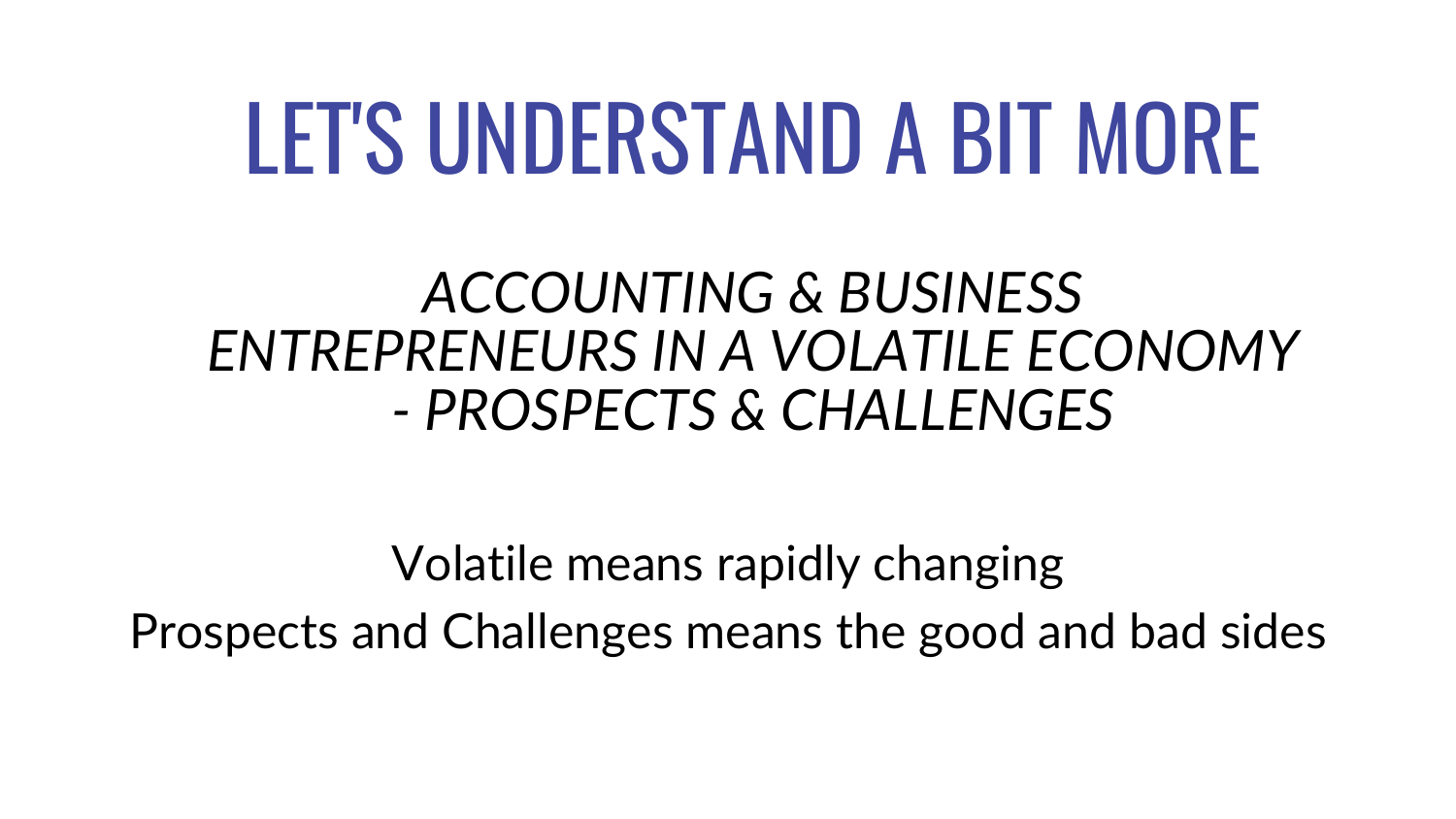# LET'S UNDERSTAND A BIT MORE

*ACCOUNTING & BUSINESS ENTREPRENEURS IN A VOLATILE ECONOMY - PROSPECTS & CHALLENGES*

Volatile means rapidly changing

Prospects and Challenges means the good and bad sides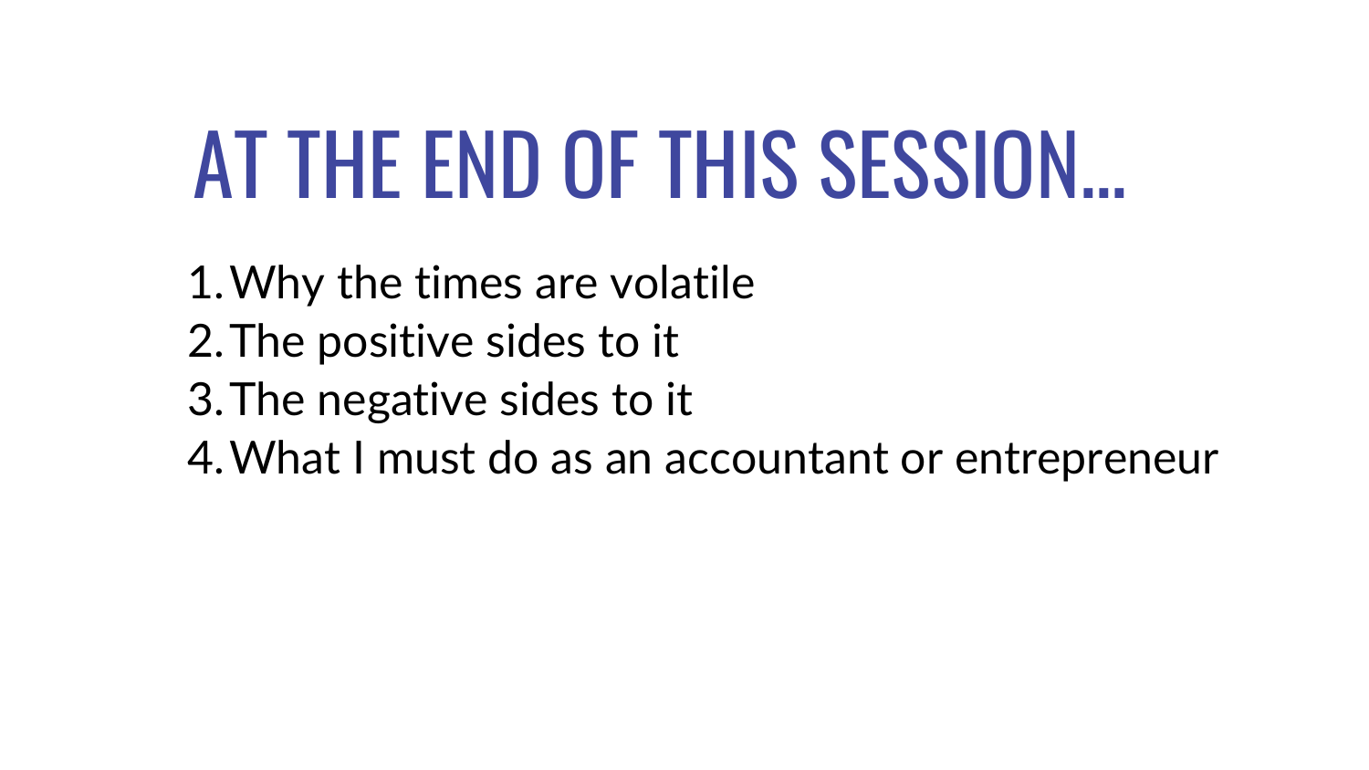# AT THE END OF THIS SESSION…

1. Why the times are volatile
2. The positive sides to it
3. The negative sides to it
4. What I must do as an accountant or entrepreneur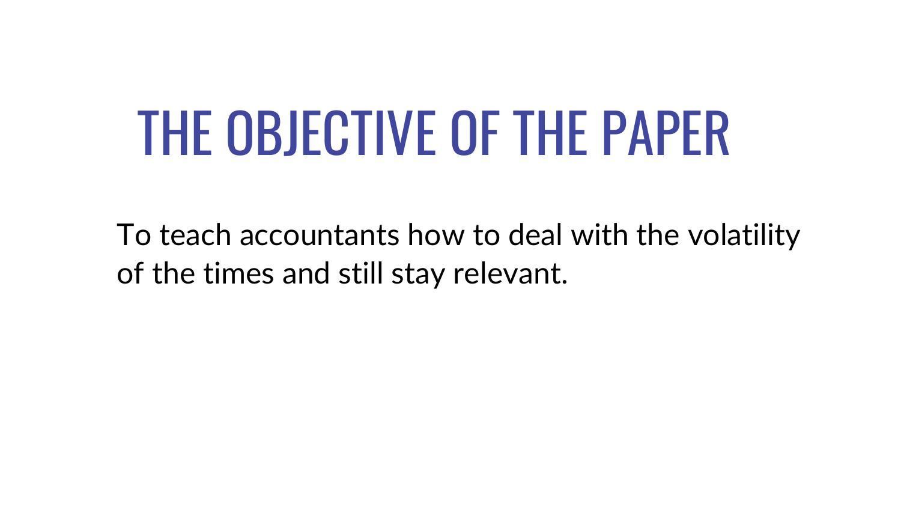# THE OBJECTIVE OF THE PAPER

To teach accountants how to deal with the volatility of the times and still stay relevant.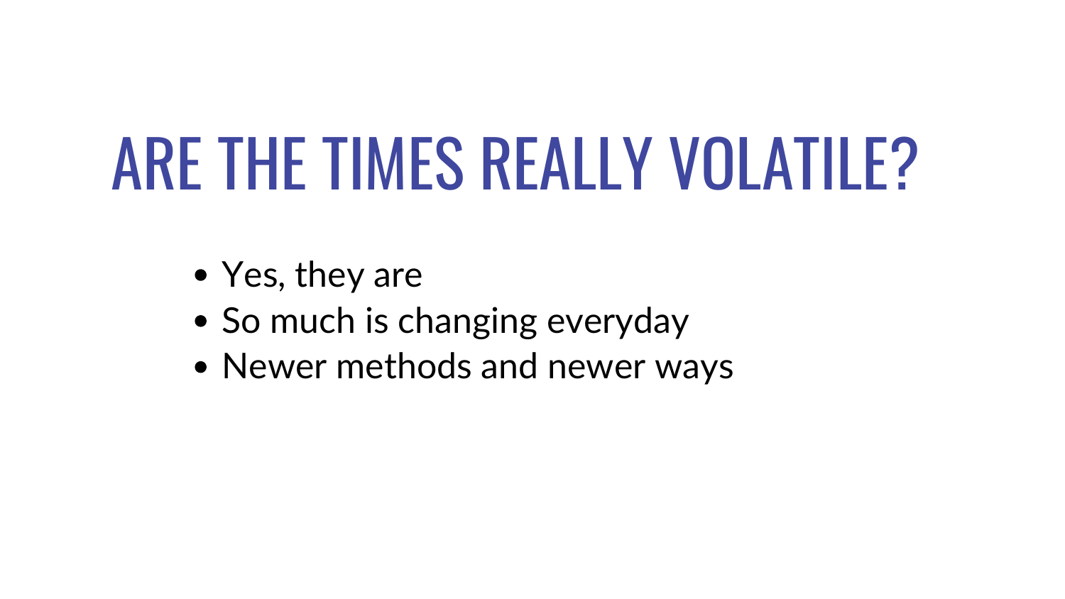# ARE THE TIMES REALLY VOLATILE?

- Yes, they are
- So much is changing everyday
- Newer methods and newer ways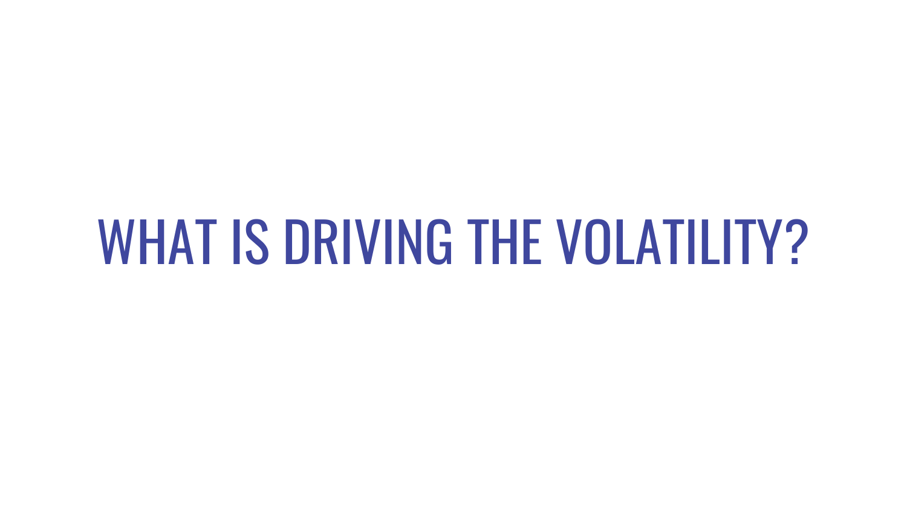# WHAT IS DRIVING THE VOLATILITY?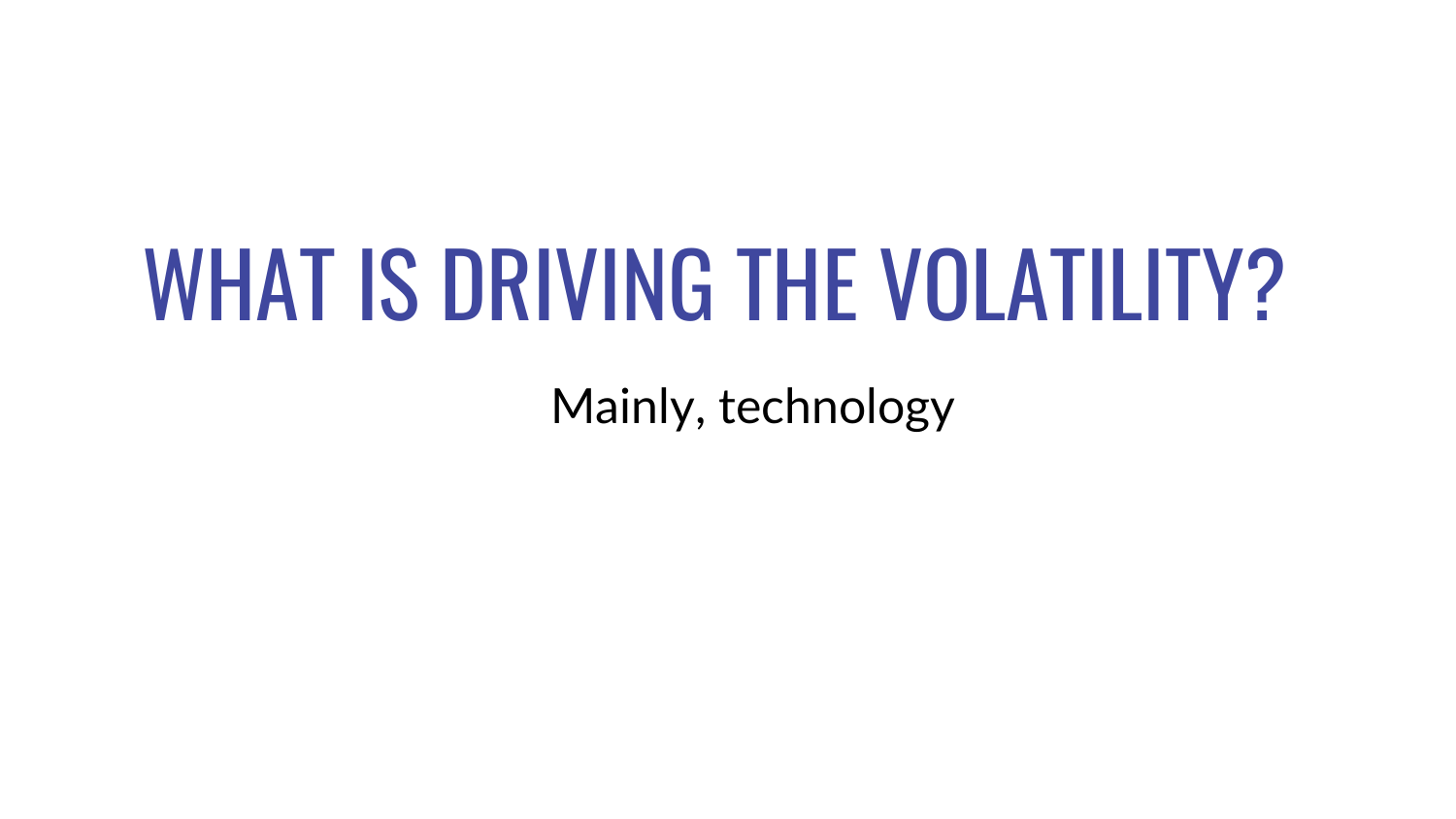# WHAT IS DRIVING THE VOLATILITY?

Mainly, technology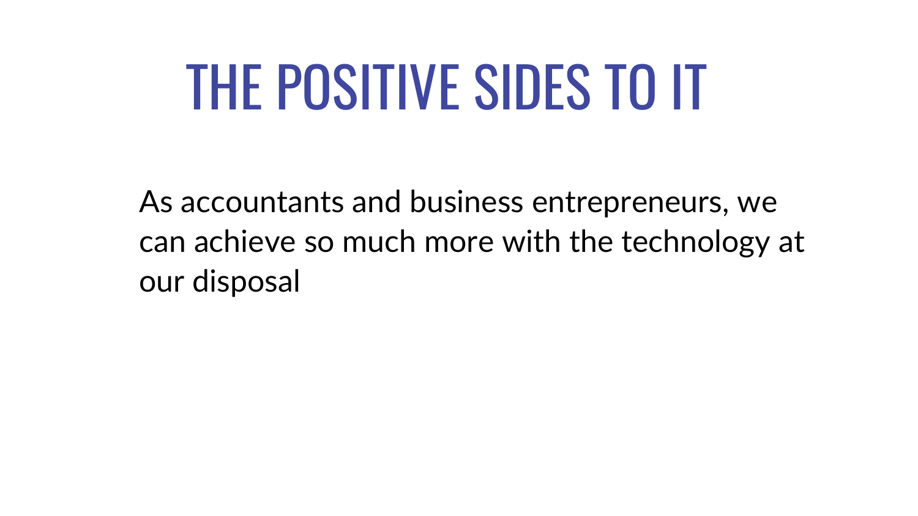# THE POSITIVE SIDES TO IT

As accountants and business entrepreneurs, we can achieve so much more with the technology at our disposal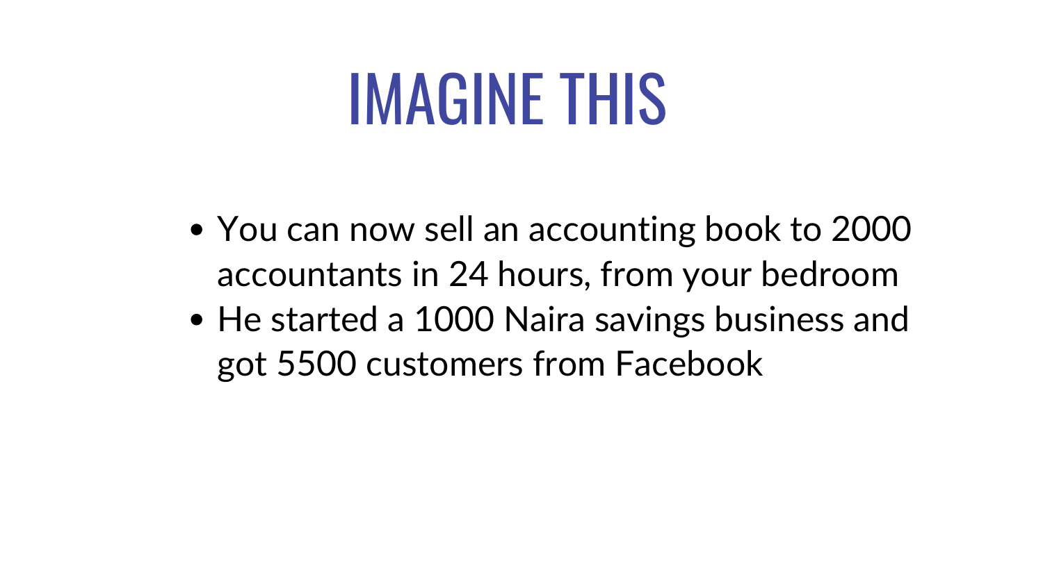# IMAGINE THIS

- You can now sell an accounting book to 2000 accountants in 24 hours, from your bedroom
- He started a 1000 Naira savings business and got 5500 customers from Facebook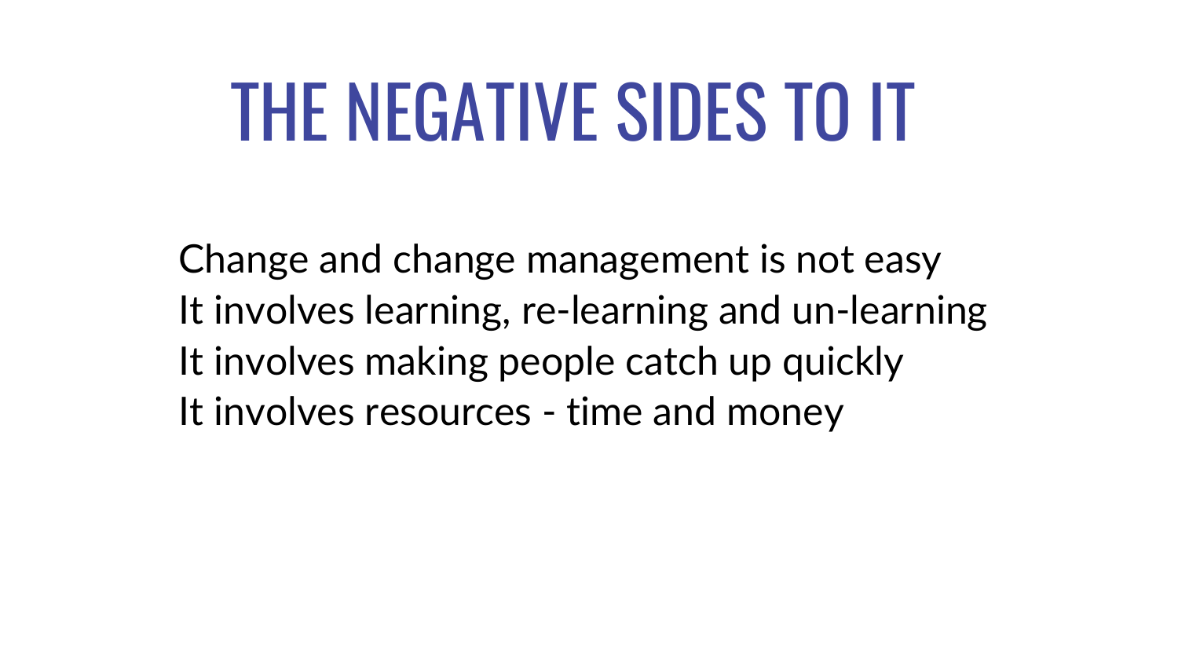# THE NEGATIVE SIDES TO IT

Change and change management is not easy
It involves learning, re-learning and un-learning
It involves making people catch up quickly
It involves resources - time and money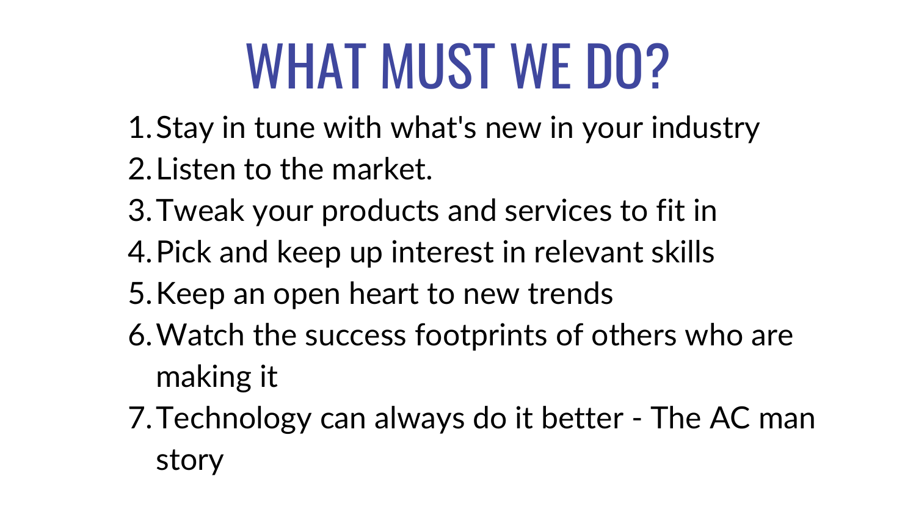# WHAT MUST WE DO?

1. Stay in tune with what's new in your industry
2. Listen to the market.
3. Tweak your products and services to fit in
4. Pick and keep up interest in relevant skills
5. Keep an open heart to new trends
6. Watch the success footprints of others who are making it
7. Technology can always do it better - The AC man story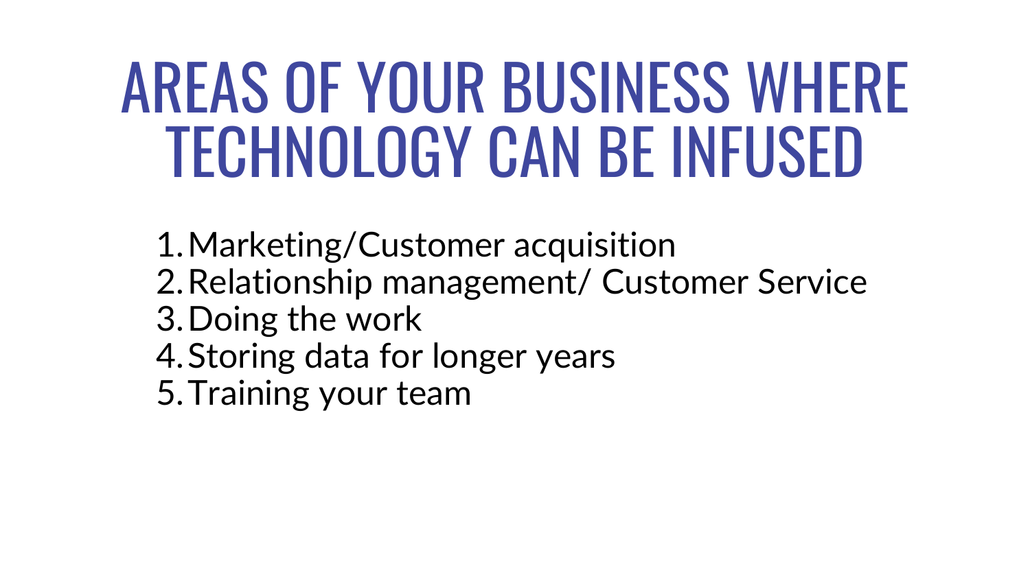# AREAS OF YOUR BUSINESS WHERE TECHNOLOGY CAN BE INFUSED

1. Marketing/Customer acquisition
2. Relationship management/ Customer Service
3. Doing the work
4. Storing data for longer years
5. Training your team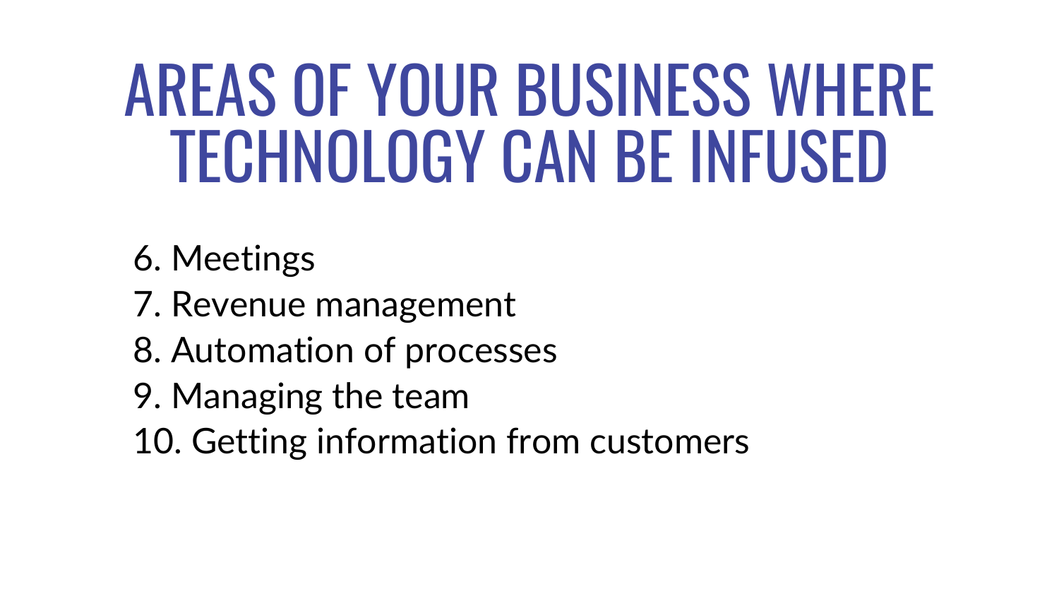# AREAS OF YOUR BUSINESS WHERE TECHNOLOGY CAN BE INFUSED

6. Meetings
7. Revenue management
8. Automation of processes
9. Managing the team
10. Getting information from customers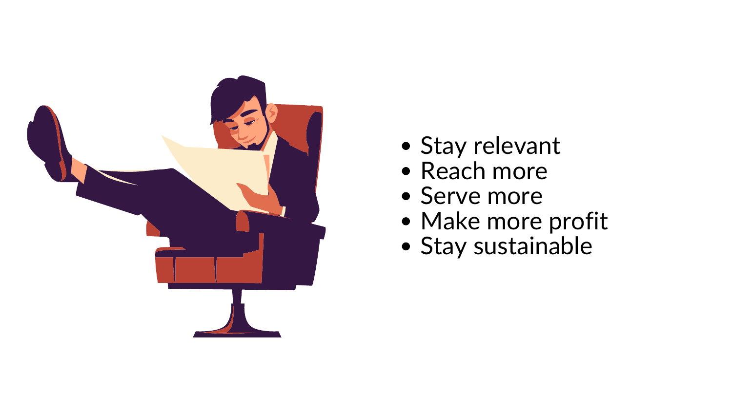- Stay relevant
- Reach more
- Serve more
- Make more profit
- Stay sustainable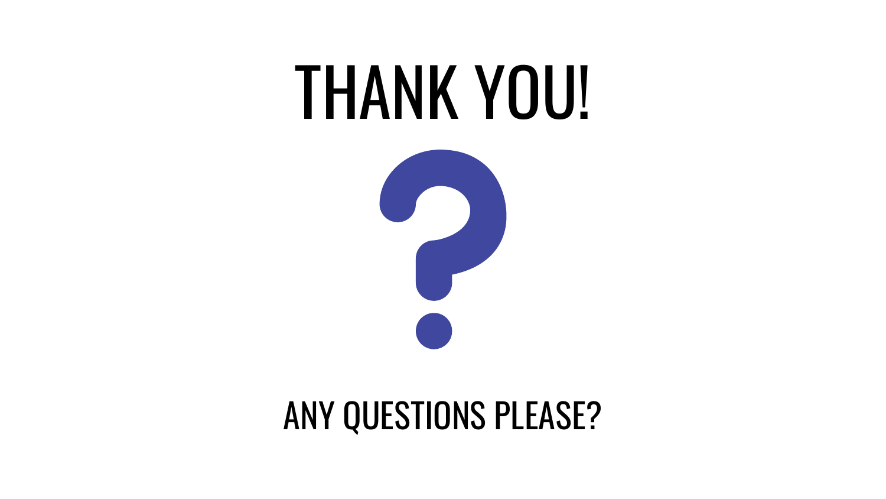# THANK YOU!

ANY QUESTIONS PLEASE?